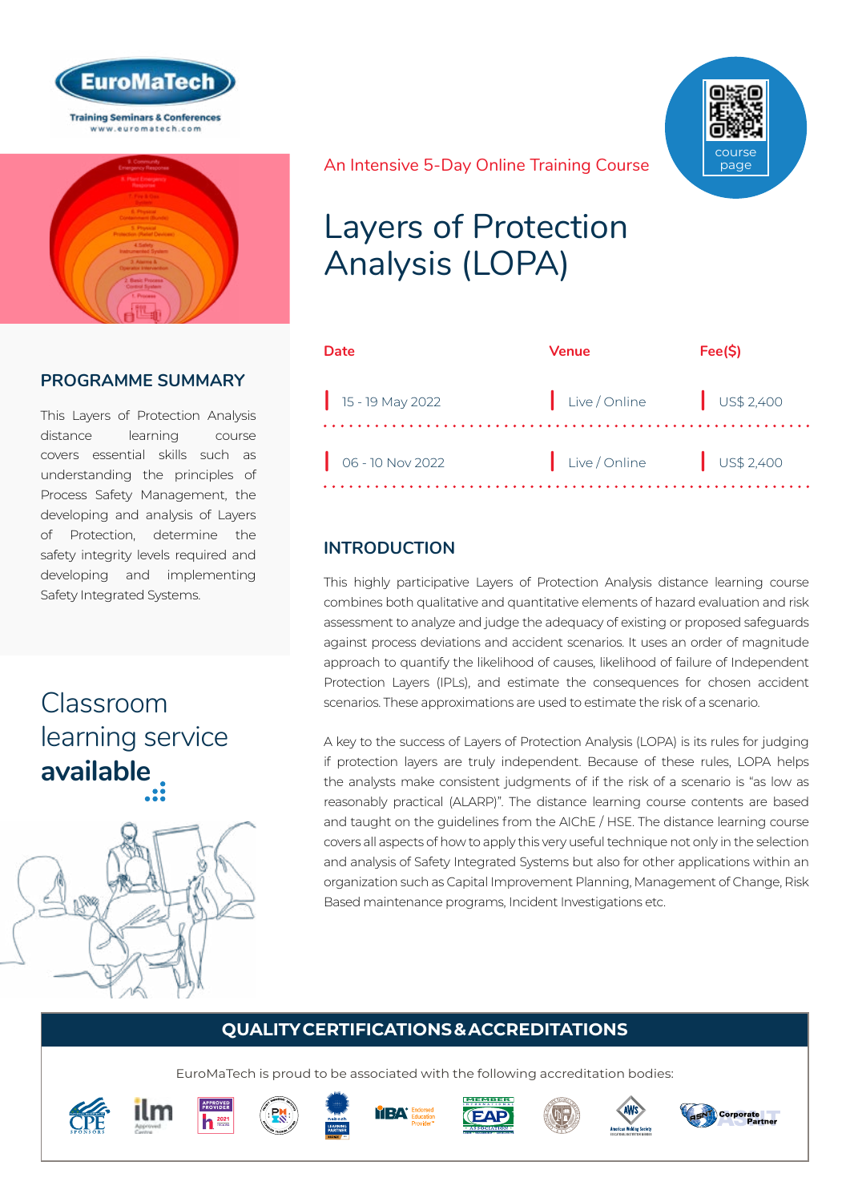An Intensive 5-Day Online Training Course

# Layers of Protection Analysis (LOPA)

| Date | Venue | Fee($) |
| --- | --- | --- |
| 15 - 19 May 2022 | Live / Online | US$ 2,400 |
| 06 - 10 Nov 2022 | Live / Online | US$ 2,400 |

## PROGRAMME SUMMARY

This Layers of Protection Analysis distance learning course covers essential skills such as understanding the principles of Process Safety Management, the developing and analysis of Layers of Protection, determine the safety integrity levels required and developing and implementing Safety Integrated Systems.

Classroom learning service **available**

## INTRODUCTION

This highly participative Layers of Protection Analysis distance learning course combines both qualitative and quantitative elements of hazard evaluation and risk assessment to analyze and judge the adequacy of existing or proposed safeguards against process deviations and accident scenarios. It uses an order of magnitude approach to quantify the likelihood of causes, likelihood of failure of Independent Protection Layers (IPLs), and estimate the consequences for chosen accident scenarios. These approximations are used to estimate the risk of a scenario.

A key to the success of Layers of Protection Analysis (LOPA) is its rules for judging if protection layers are truly independent. Because of these rules, LOPA helps the analysts make consistent judgments of if the risk of a scenario is "as low as reasonably practical (ALARP)". The distance learning course contents are based and taught on the guidelines from the AIChE / HSE. The distance learning course covers all aspects of how to apply this very useful technique not only in the selection and analysis of Safety Integrated Systems but also for other applications within an organization such as Capital Improvement Planning, Management of Change, Risk Based maintenance programs, Incident Investigations etc.

## QUALITY CERTIFICATIONS & ACCREDITATIONS

EuroMaTech is proud to be associated with the following accreditation bodies: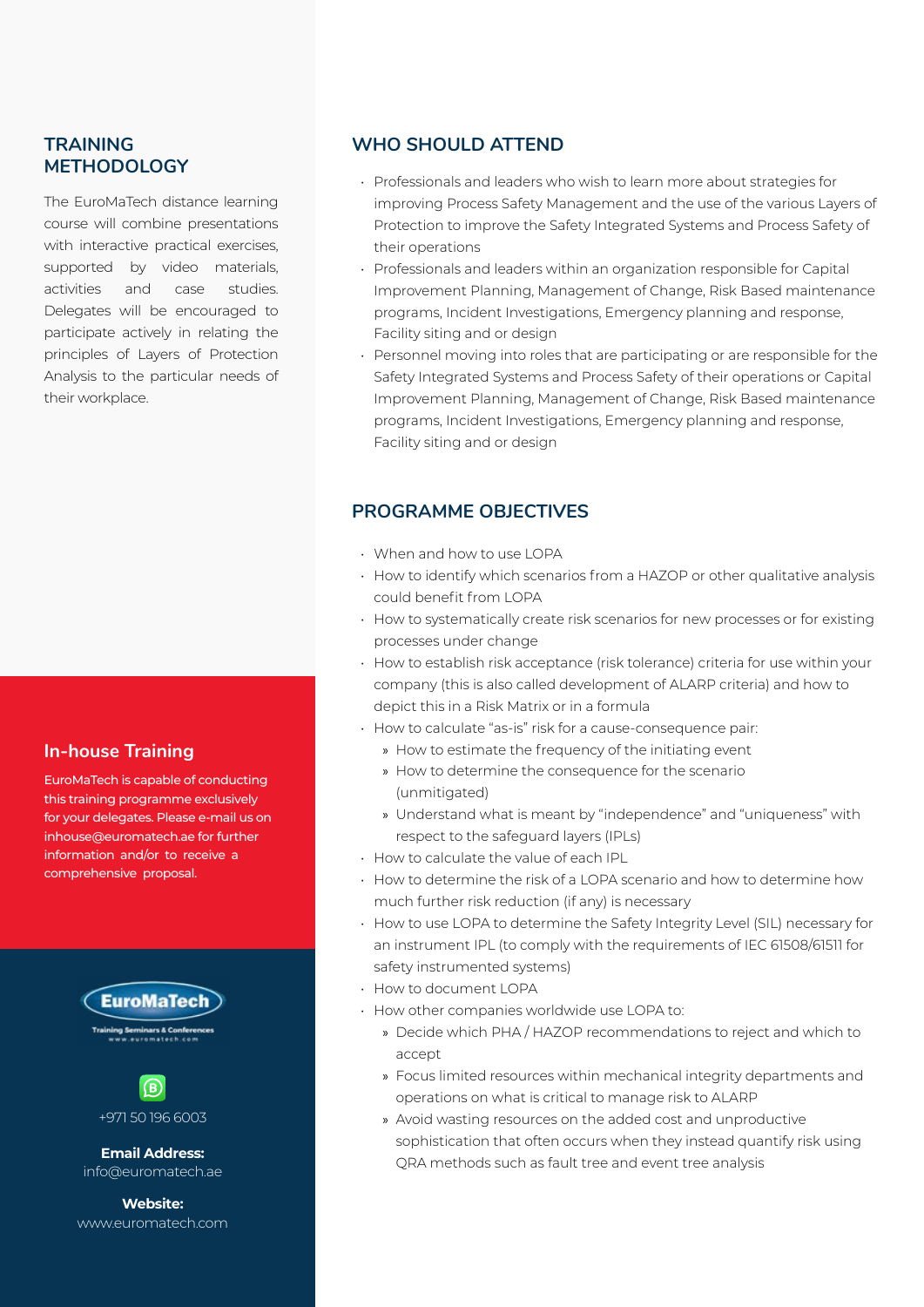## TRAINING METHODOLOGY

The EuroMaTech distance learning course will combine presentations with interactive practical exercises, supported by video materials, activities and case studies. Delegates will be encouraged to participate actively in relating the principles of Layers of Protection Analysis to the particular needs of their workplace.

## In-house Training

EuroMaTech is capable of conducting this training programme exclusively for your delegates. Please e-mail us on inhouse@euromatech.ae for further information and/or to receive a comprehensive proposal.

EuroMaTech
Training Seminars & Conferences
www.euromatech.com

+971 50 196 6003

**Email Address:**
info@euromatech.ae

**Website:**
www.euromatech.com

## WHO SHOULD ATTEND

- Professionals and leaders who wish to learn more about strategies for improving Process Safety Management and the use of the various Layers of Protection to improve the Safety Integrated Systems and Process Safety of their operations
- Professionals and leaders within an organization responsible for Capital Improvement Planning, Management of Change, Risk Based maintenance programs, Incident Investigations, Emergency planning and response, Facility siting and or design
- Personnel moving into roles that are participating or are responsible for the Safety Integrated Systems and Process Safety of their operations or Capital Improvement Planning, Management of Change, Risk Based maintenance programs, Incident Investigations, Emergency planning and response, Facility siting and or design

## PROGRAMME OBJECTIVES

- When and how to use LOPA
- How to identify which scenarios from a HAZOP or other qualitative analysis could benefit from LOPA
- How to systematically create risk scenarios for new processes or for existing processes under change
- How to establish risk acceptance (risk tolerance) criteria for use within your company (this is also called development of ALARP criteria) and how to depict this in a Risk Matrix or in a formula
- How to calculate "as-is" risk for a cause-consequence pair:
  - How to estimate the frequency of the initiating event
  - How to determine the consequence for the scenario (unmitigated)
  - Understand what is meant by "independence" and "uniqueness" with respect to the safeguard layers (IPLs)
- How to calculate the value of each IPL
- How to determine the risk of a LOPA scenario and how to determine how much further risk reduction (if any) is necessary
- How to use LOPA to determine the Safety Integrity Level (SIL) necessary for an instrument IPL (to comply with the requirements of IEC 61508/61511 for safety instrumented systems)
- How to document LOPA
- How other companies worldwide use LOPA to:
  - Decide which PHA / HAZOP recommendations to reject and which to accept
  - Focus limited resources within mechanical integrity departments and operations on what is critical to manage risk to ALARP
  - Avoid wasting resources on the added cost and unproductive sophistication that often occurs when they instead quantify risk using QRA methods such as fault tree and event tree analysis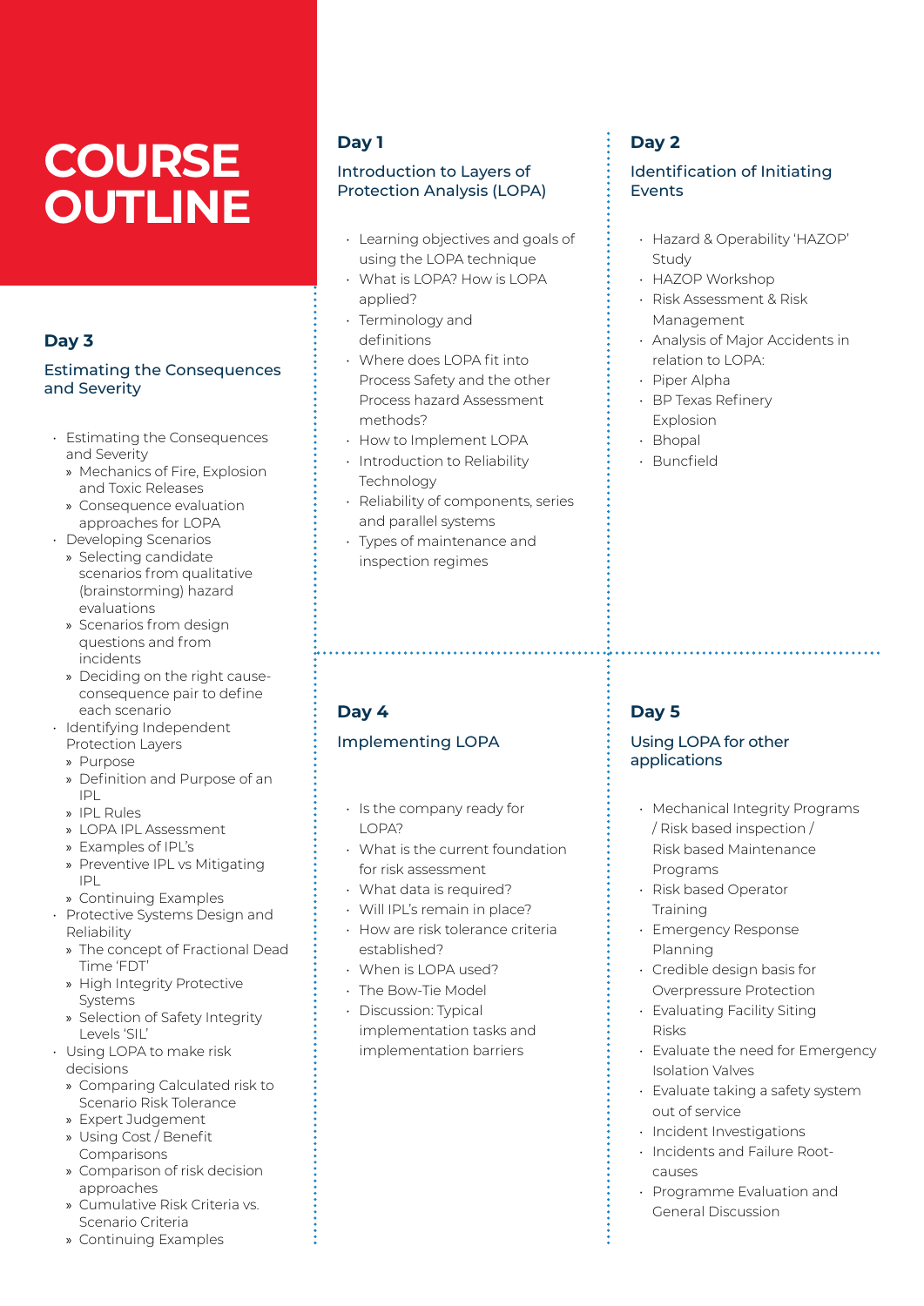# COURSE OUTLINE

## Day 1

### Introduction to Layers of Protection Analysis (LOPA)

- Learning objectives and goals of using the LOPA technique
- What is LOPA? How is LOPA applied?
- Terminology and definitions
- Where does LOPA fit into Process Safety and the other Process hazard Assessment methods?
- How to Implement LOPA
- Introduction to Reliability Technology
- Reliability of components, series and parallel systems
- Types of maintenance and inspection regimes

## Day 2

### Identification of Initiating Events

- Hazard & Operability 'HAZOP' Study
- HAZOP Workshop
- Risk Assessment & Risk Management
- Analysis of Major Accidents in relation to LOPA:
- Piper Alpha
- BP Texas Refinery Explosion
- Bhopal
- Buncfield

## Day 3

### Estimating the Consequences and Severity

- Estimating the Consequences and Severity
  - Mechanics of Fire, Explosion and Toxic Releases
  - Consequence evaluation approaches for LOPA
- Developing Scenarios
  - Selecting candidate scenarios from qualitative (brainstorming) hazard evaluations
  - Scenarios from design questions and from incidents
  - Deciding on the right cause-consequence pair to define each scenario
- Identifying Independent Protection Layers
  - Purpose
  - Definition and Purpose of an IPL
  - IPL Rules
  - LOPA IPL Assessment
  - Examples of IPL's
  - Preventive IPL vs Mitigating IPL
  - Continuing Examples
- Protective Systems Design and Reliability
  - The concept of Fractional Dead Time 'FDT'
  - High Integrity Protective Systems
  - Selection of Safety Integrity Levels 'SIL'
- Using LOPA to make risk decisions
  - Comparing Calculated risk to Scenario Risk Tolerance
  - Expert Judgement
  - Using Cost / Benefit Comparisons
  - Comparison of risk decision approaches
  - Cumulative Risk Criteria vs. Scenario Criteria
  - Continuing Examples

## Day 4

### Implementing LOPA

- Is the company ready for LOPA?
- What is the current foundation for risk assessment
- What data is required?
- Will IPL's remain in place?
- How are risk tolerance criteria established?
- When is LOPA used?
- The Bow-Tie Model
- Discussion: Typical implementation tasks and implementation barriers

## Day 5

### Using LOPA for other applications

- Mechanical Integrity Programs / Risk based inspection / Risk based Maintenance Programs
- Risk based Operator Training
- Emergency Response Planning
- Credible design basis for Overpressure Protection
- Evaluating Facility Siting Risks
- Evaluate the need for Emergency Isolation Valves
- Evaluate taking a safety system out of service
- Incident Investigations
- Incidents and Failure Root-causes
- Programme Evaluation and General Discussion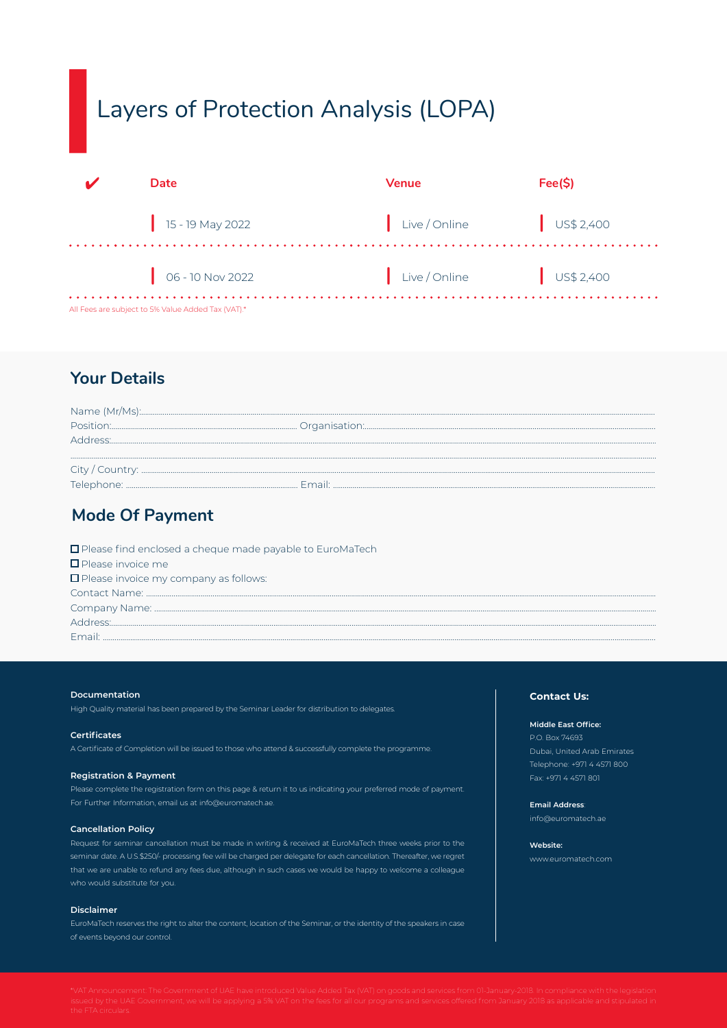# Layers of Protection Analysis (LOPA)

| ✔ | Date | Venue | Fee($) |
|---|---|---|---|
| | 15 - 19 May 2022 | Live / Online | US$ 2,400 |
| | 06 - 10 Nov 2022 | Live / Online | US$ 2,400 |

All Fees are subject to 5% Value Added Tax (VAT).*

## Your Details

Name (Mr/Ms):

Position: Organisation:

Address:

City / Country:

Telephone: Email:

## Mode Of Payment

- ☐ Please find enclosed a cheque made payable to EuroMaTech
- ☐ Please invoice me
- ☐ Please invoice my company as follows:

Contact Name:

Company Name:

Address:

Email:

**Documentation**

High Quality material has been prepared by the Seminar Leader for distribution to delegates.

**Certificates**

A Certificate of Completion will be issued to those who attend & successfully complete the programme.

**Registration & Payment**

Please complete the registration form on this page & return it to us indicating your preferred mode of payment. For Further Information, email us at info@euromatech.ae.

**Cancellation Policy**

Request for seminar cancellation must be made in writing & received at EuroMaTech three weeks prior to the seminar date. A U.S.$250/- processing fee will be charged per delegate for each cancellation. Thereafter, we regret that we are unable to refund any fees due, although in such cases we would be happy to welcome a colleague who would substitute for you.

**Disclaimer**

EuroMaTech reserves the right to alter the content, location of the Seminar, or the identity of the speakers in case of events beyond our control.

**Contact Us:**

**Middle East Office:**
P.O. Box 74693
Dubai, United Arab Emirates
Telephone: +971 4 4571 800
Fax: +971 4 4571 801

**Email Address**
info@euromatech.ae

**Website:**
www.euromatech.com

*VAT Announcement: The Government of UAE have introduced Value Added Tax (VAT) on goods and services from 01-January-2018. In compliance with the legislation issued by the UAE Government, we will be applying a 5% VAT on the fees for all our programs and services offered from January 2018 as applicable and stipulated in the FTA circulars.